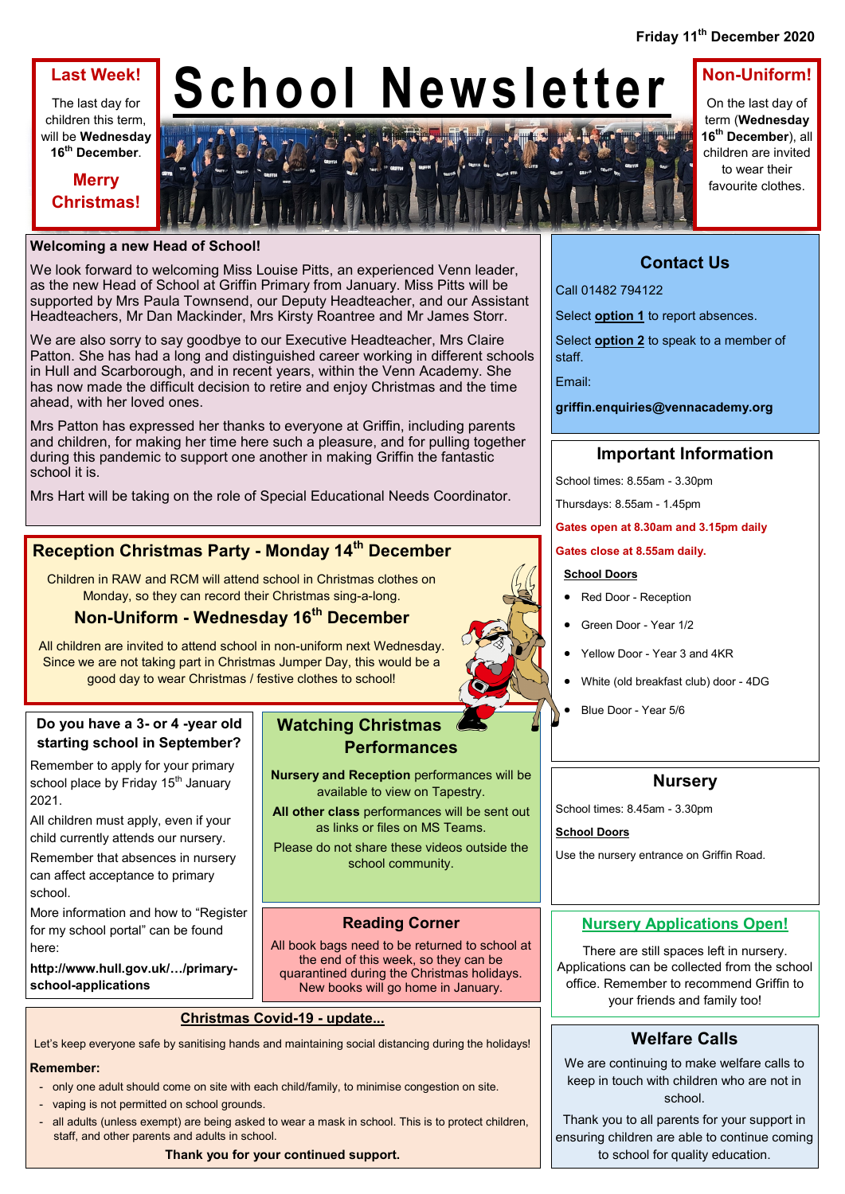Friday 11th December 2020

# School Newsletter

## Last Week!

The last day for children this term, will be **Wednesday 16th December**.

**Merry Christmas!**

## Non-Uniform!

On the last day of term (**Wednesday 16th December**), all children are invited to wear their favourite clothes.

## Welcoming a new Head of School!

We look forward to welcoming Miss Louise Pitts, an experienced Venn leader, as the new Head of School at Griffin Primary from January. Miss Pitts will be supported by Mrs Paula Townsend, our Deputy Headteacher, and our Assistant Headteachers, Mr Dan Mackinder, Mrs Kirsty Roantree and Mr James Storr.

We are also sorry to say goodbye to our Executive Headteacher, Mrs Claire Patton. She has had a long and distinguished career working in different schools in Hull and Scarborough, and in recent years, within the Venn Academy. She has now made the difficult decision to retire and enjoy Christmas and the time ahead, with her loved ones.

Mrs Patton has expressed her thanks to everyone at Griffin, including parents and children, for making her time here such a pleasure, and for pulling together during this pandemic to support one another in making Griffin the fantastic school it is.

Mrs Hart will be taking on the role of Special Educational Needs Coordinator.

## Reception Christmas Party - Monday 14th December

Children in RAW and RCM will attend school in Christmas clothes on Monday, so they can record their Christmas sing-a-long.

## Non-Uniform - Wednesday 16th December

All children are invited to attend school in non-uniform next Wednesday. Since we are not taking part in Christmas Jumper Day, this would be a good day to wear Christmas / festive clothes to school!

## Do you have a 3- or 4 -year old starting school in September?

Remember to apply for your primary school place by Friday 15th January 2021.

All children must apply, even if your child currently attends our nursery.

Remember that absences in nursery can affect acceptance to primary school.

More information and how to "Register for my school portal" can be found here:

**http://www.hull.gov.uk/…/primary-school-applications**

## Watching Christmas Performances

**Nursery and Reception** performances will be available to view on Tapestry.

**All other class** performances will be sent out as links or files on MS Teams.

Please do not share these videos outside the school community.

## Reading Corner

All book bags need to be returned to school at the end of this week, so they can be quarantined during the Christmas holidays. New books will go home in January.

## Christmas Covid-19 - update...

Let's keep everyone safe by sanitising hands and maintaining social distancing during the holidays!

**Remember:**

- only one adult should come on site with each child/family, to minimise congestion on site.
- vaping is not permitted on school grounds.
- all adults (unless exempt) are being asked to wear a mask in school. This is to protect children, staff, and other parents and adults in school.

**Thank you for your continued support.**

## Contact Us

Call 01482 794122

Select **option 1** to report absences.

Select **option 2** to speak to a member of staff.

Email:

**griffin.enquiries@vennacademy.org**

## Important Information

School times: 8.55am - 3.30pm

Thursdays: 8.55am - 1.45pm

**Gates open at 8.30am and 3.15pm daily**

**Gates close at 8.55am daily.**

**School Doors**

- Red Door - Reception
- Green Door - Year 1/2
- Yellow Door - Year 3 and 4KR
- White (old breakfast club) door - 4DG
- Blue Door - Year 5/6

## Nursery

School times: 8.45am - 3.30pm

**School Doors**

Use the nursery entrance on Griffin Road.

## Nursery Applications Open!

There are still spaces left in nursery. Applications can be collected from the school office. Remember to recommend Griffin to your friends and family too!

## Welfare Calls

We are continuing to make welfare calls to keep in touch with children who are not in school.

Thank you to all parents for your support in ensuring children are able to continue coming to school for quality education.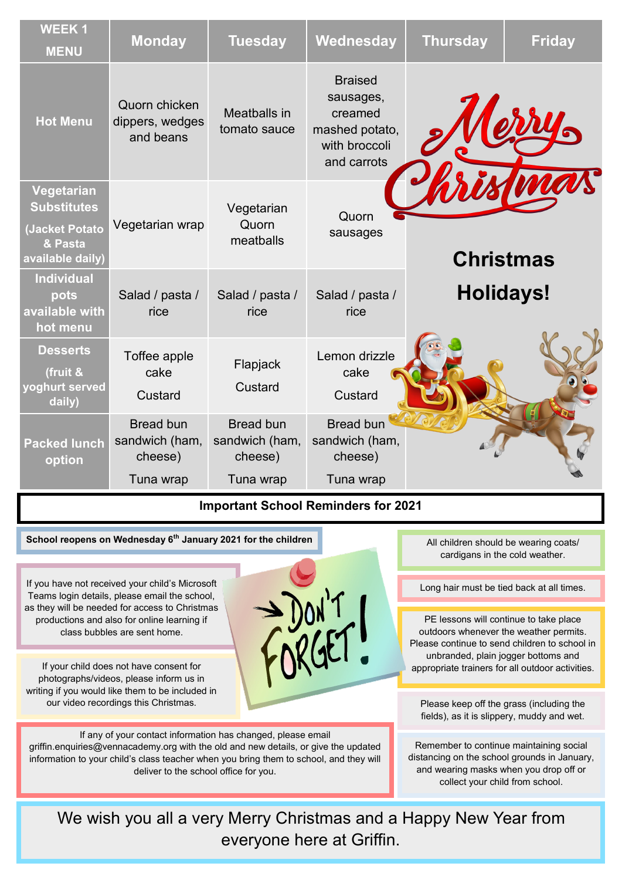| WEEK 1 MENU | Monday | Tuesday | Wednesday | Thursday | Friday |
|---|---|---|---|---|---|
| Hot Menu | Quorn chicken dippers, wedges and beans | Meatballs in tomato sauce | Braised sausages, creamed mashed potato, with broccoli and carrots | Merry Christmas | |
| Vegetarian Substitutes (Jacket Potato & Pasta available daily) | Vegetarian wrap | Vegetarian Quorn meatballs | Quorn sausages | Christmas Holidays! | |
| Individual pots available with hot menu | Salad / pasta / rice | Salad / pasta / rice | Salad / pasta / rice | | |
| Desserts (fruit & yoghurt served daily) | Toffee apple cake<br>Custard | Flapjack<br>Custard | Lemon drizzle cake<br>Custard | | |
| Packed lunch option | Bread bun sandwich (ham, cheese)<br>Tuna wrap | Bread bun sandwich (ham, cheese)<br>Tuna wrap | Bread bun sandwich (ham, cheese)<br>Tuna wrap | | |

## Important School Reminders for 2021

**School reopens on Wednesday 6th January 2021 for the children**

If you have not received your child's Microsoft Teams login details, please email the school, as they will be needed for access to Christmas productions and also for online learning if class bubbles are sent home.

If your child does not have consent for photographs/videos, please inform us in writing if you would like them to be included in our video recordings this Christmas.

DON'T FORGET!

All children should be wearing coats/ cardigans in the cold weather.

Long hair must be tied back at all times.

PE lessons will continue to take place outdoors whenever the weather permits. Please continue to send children to school in unbranded, plain jogger bottoms and appropriate trainers for all outdoor activities.

Please keep off the grass (including the fields), as it is slippery, muddy and wet.

If any of your contact information has changed, please email griffin.enquiries@vennacademy.org with the old and new details, or give the updated information to your child's class teacher when you bring them to school, and they will deliver to the school office for you.

Remember to continue maintaining social distancing on the school grounds in January, and wearing masks when you drop off or collect your child from school.

We wish you all a very Merry Christmas and a Happy New Year from everyone here at Griffin.